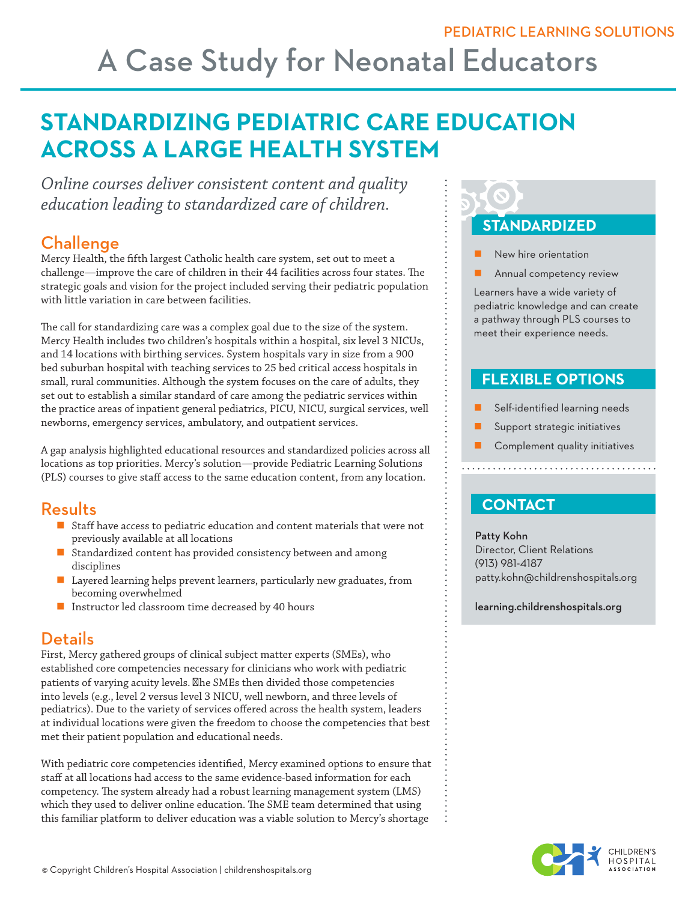PEDIATRIC LEARNING SOLUTIONS

# A Case Study for Neonatal Educators

## STANDARDIZING PEDIATRIC CARE EDUCATION ACROSS A LARGE HEALTH SYSTEM

*Online courses deliver consistent content and quality education leading to standardized care of children.*

### Challenge

Mercy Health, the fifth largest Catholic health care system, set out to meet a challenge—improve the care of children in their 44 facilities across four states. The strategic goals and vision for the project included serving their pediatric population with little variation in care between facilities.

The call for standardizing care was a complex goal due to the size of the system. Mercy Health includes two children's hospitals within a hospital, six level 3 NICUs, and 14 locations with birthing services. System hospitals vary in size from a 900 bed suburban hospital with teaching services to 25 bed critical access hospitals in small, rural communities. Although the system focuses on the care of adults, they set out to establish a similar standard of care among the pediatric services within the practice areas of inpatient general pediatrics, PICU, NICU, surgical services, well newborns, emergency services, ambulatory, and outpatient services.

A gap analysis highlighted educational resources and standardized policies across all locations as top priorities. Mercy's solution—provide Pediatric Learning Solutions (PLS) courses to give staff access to the same education content, from any location.

### Results

- Staff have access to pediatric education and content materials that were not previously available at all locations
- Standardized content has provided consistency between and among disciplines
- Layered learning helps prevent learners, particularly new graduates, from becoming overwhelmed
- Instructor led classroom time decreased by 40 hours

### Details

First, Mercy gathered groups of clinical subject matter experts (SMEs), who established core competencies necessary for clinicians who work with pediatric patients of varying acuity levels. The SMEs then divided those competencies into levels (e.g., level 2 versus level 3 NICU, well newborn, and three levels of pediatrics). Due to the variety of services offered across the health system, leaders at individual locations were given the freedom to choose the competencies that best met their patient population and educational needs.

With pediatric core competencies identified, Mercy examined options to ensure that staff at all locations had access to the same evidence-based information for each competency. The system already had a robust learning management system (LMS) which they used to deliver online education. The SME team determined that using this familiar platform to deliver education was a viable solution to Mercy's shortage

#### STANDARDIZED

- New hire orientation
- Annual competency review

Learners have a wide variety of pediatric knowledge and can create a pathway through PLS courses to meet their experience needs.

#### FLEXIBLE OPTIONS

- Self-identified learning needs
- Support strategic initiatives
- Complement quality initiatives

#### CONTACT

**Patty Kohn**
Director, Client Relations
(913) 981-4187
patty.kohn@childrenshospitals.org

**learning.childrenshospitals.org**

© Copyright Children's Hospital Association | childrenshospitals.org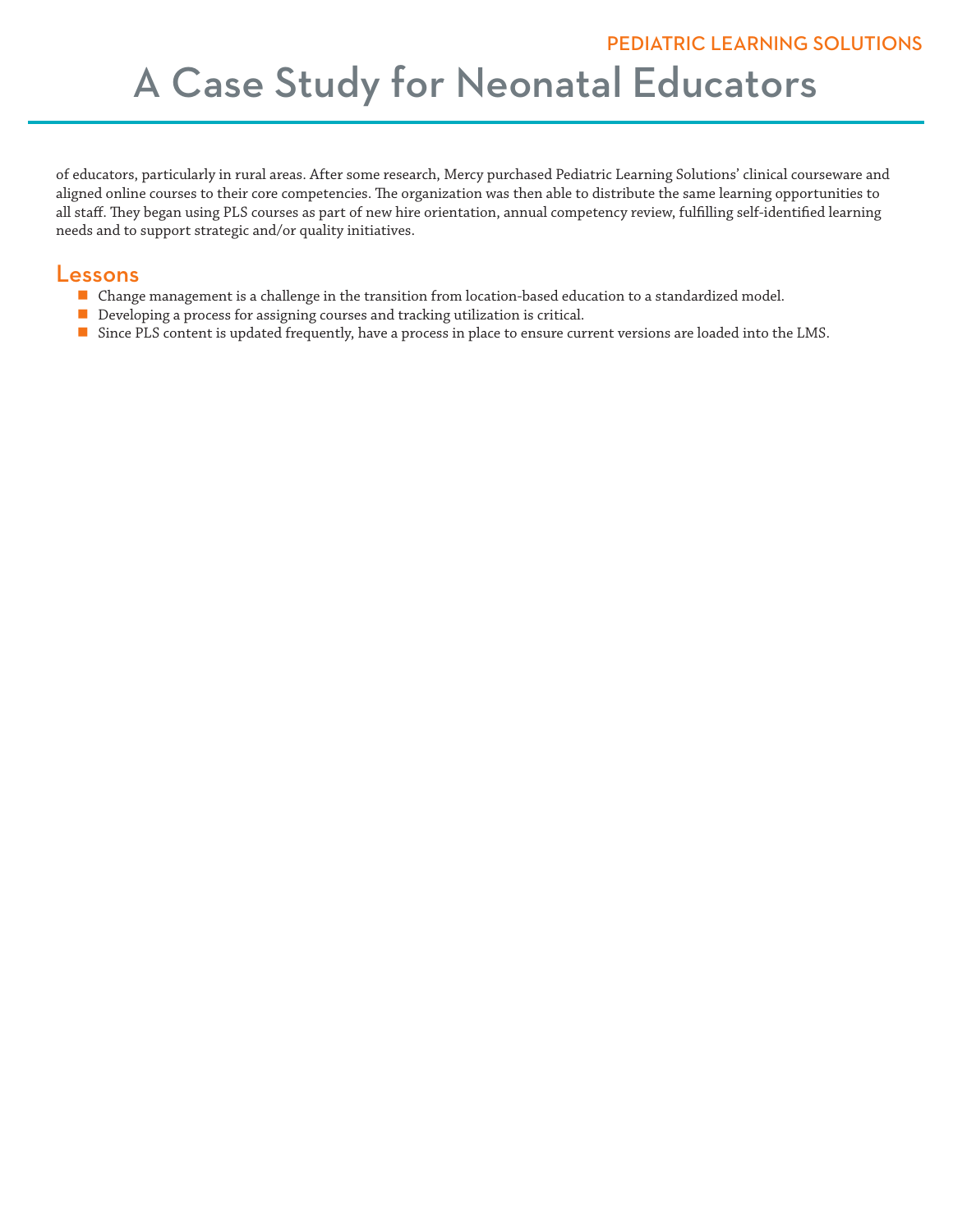of educators, particularly in rural areas. After some research, Mercy purchased Pediatric Learning Solutions' clinical courseware and aligned online courses to their core competencies. The organization was then able to distribute the same learning opportunities to all staff. They began using PLS courses as part of new hire orientation, annual competency review, fulfilling self-identified learning needs and to support strategic and/or quality initiatives.

## Lessons

- Change management is a challenge in the transition from location-based education to a standardized model.
- Developing a process for assigning courses and tracking utilization is critical.
- Since PLS content is updated frequently, have a process in place to ensure current versions are loaded into the LMS.